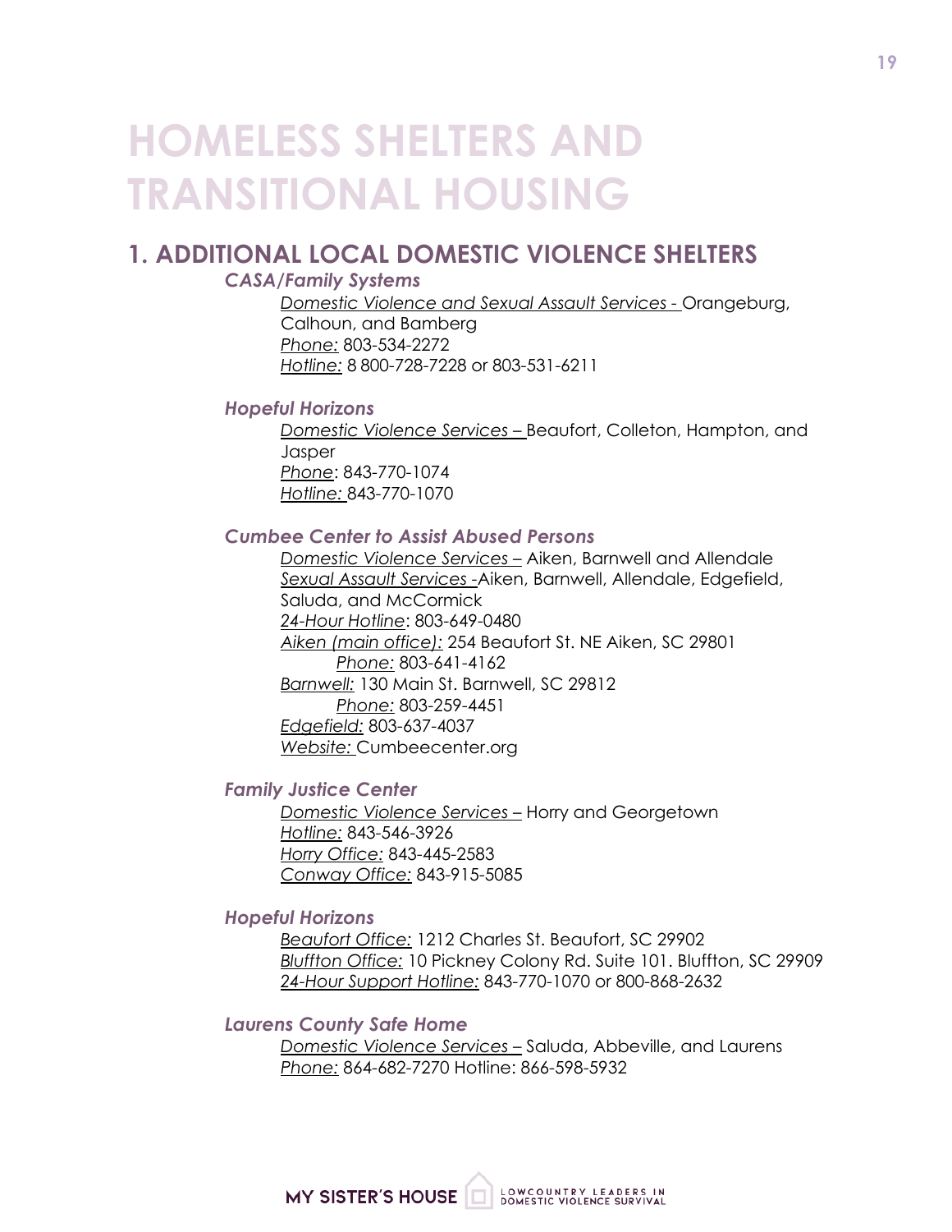# HOMELESS SHELTERS AND TRANSITIONAL HOUSING

## 1. ADDITIONAL LOCAL DOMESTIC VIOLENCE SHELTERS

***CASA/Family Systems***

_Domestic Violence and Sexual Assault Services -_ Orangeburg, Calhoun, and Bamberg
_Phone:_ 803-534-2272
_Hotline:_ 8 800-728-7228 or 803-531-6211

***Hopeful Horizons***

_Domestic Violence Services –_ Beaufort, Colleton, Hampton, and Jasper
_Phone_: 843-770-1074
_Hotline:_ 843-770-1070

***Cumbee Center to Assist Abused Persons***

_Domestic Violence Services –_ Aiken, Barnwell and Allendale
_Sexual Assault Services -_Aiken, Barnwell, Allendale, Edgefield, Saluda, and McCormick
_24-Hour Hotline_: 803-649-0480
_Aiken (main office):_ 254 Beaufort St. NE Aiken, SC 29801
 _Phone:_ 803-641-4162
_Barnwell:_ 130 Main St. Barnwell, SC 29812
 _Phone:_ 803-259-4451
_Edgefield:_ 803-637-4037
_Website:_ Cumbeecenter.org

***Family Justice Center***

_Domestic Violence Services –_ Horry and Georgetown
_Hotline:_ 843-546-3926
_Horry Office:_ 843-445-2583
_Conway Office:_ 843-915-5085

***Hopeful Horizons***

_Beaufort Office:_ 1212 Charles St. Beaufort, SC 29902
_Bluffton Office:_ 10 Pickney Colony Rd. Suite 101. Bluffton, SC 29909
_24-Hour Support Hotline:_ 843-770-1070 or 800-868-2632

***Laurens County Safe Home***

_Domestic Violence Services –_ Saluda, Abbeville, and Laurens
_Phone:_ 864-682-7270 Hotline: 866-598-5932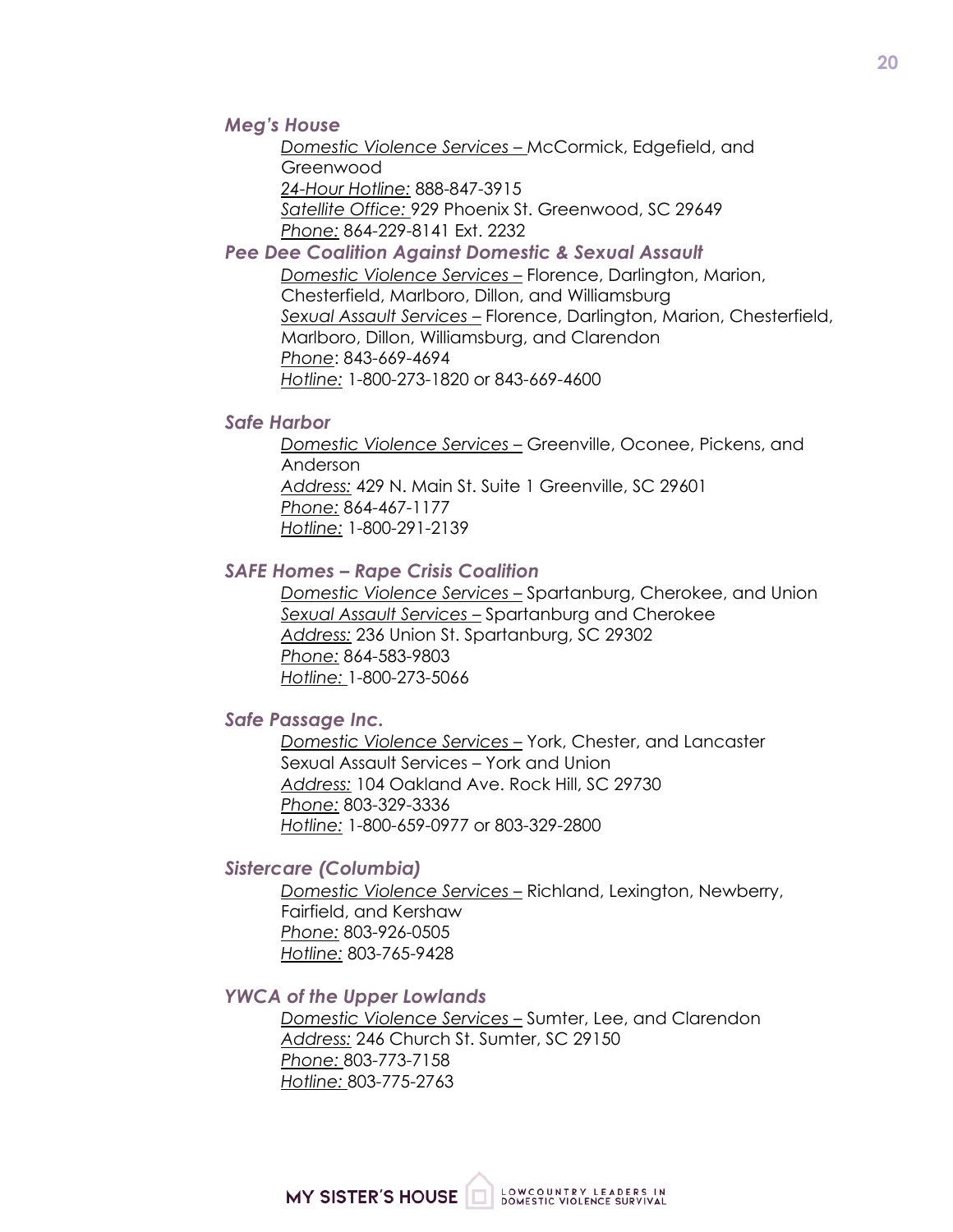### *Meg's House*

*Domestic Violence Services –* McCormick, Edgefield, and Greenwood
*24-Hour Hotline:* 888-847-3915
*Satellite Office:* 929 Phoenix St. Greenwood, SC 29649
*Phone:* 864-229-8141 Ext. 2232

### *Pee Dee Coalition Against Domestic & Sexual Assault*

*Domestic Violence Services –* Florence, Darlington, Marion, Chesterfield, Marlboro, Dillon, and Williamsburg
*Sexual Assault Services –* Florence, Darlington, Marion, Chesterfield, Marlboro, Dillon, Williamsburg, and Clarendon
*Phone*: 843-669-4694
*Hotline:* 1-800-273-1820 or 843-669-4600

### *Safe Harbor*

*Domestic Violence Services –* Greenville, Oconee, Pickens, and Anderson
*Address:* 429 N. Main St. Suite 1 Greenville, SC 29601
*Phone:* 864-467-1177
*Hotline:* 1-800-291-2139

### *SAFE Homes – Rape Crisis Coalition*

*Domestic Violence Services –* Spartanburg, Cherokee, and Union
*Sexual Assault Services –* Spartanburg and Cherokee
*Address:* 236 Union St. Spartanburg, SC 29302
*Phone:* 864-583-9803
*Hotline:* 1-800-273-5066

### *Safe Passage Inc.*

*Domestic Violence Services –* York, Chester, and Lancaster
Sexual Assault Services – York and Union
*Address:* 104 Oakland Ave. Rock Hill, SC 29730
*Phone:* 803-329-3336
*Hotline:* 1-800-659-0977 or 803-329-2800

### *Sistercare (Columbia)*

*Domestic Violence Services –* Richland, Lexington, Newberry, Fairfield, and Kershaw
*Phone:* 803-926-0505
*Hotline:* 803-765-9428

### *YWCA of the Upper Lowlands*

*Domestic Violence Services –* Sumter, Lee, and Clarendon
*Address:* 246 Church St. Sumter, SC 29150
*Phone:* 803-773-7158
*Hotline:* 803-775-2763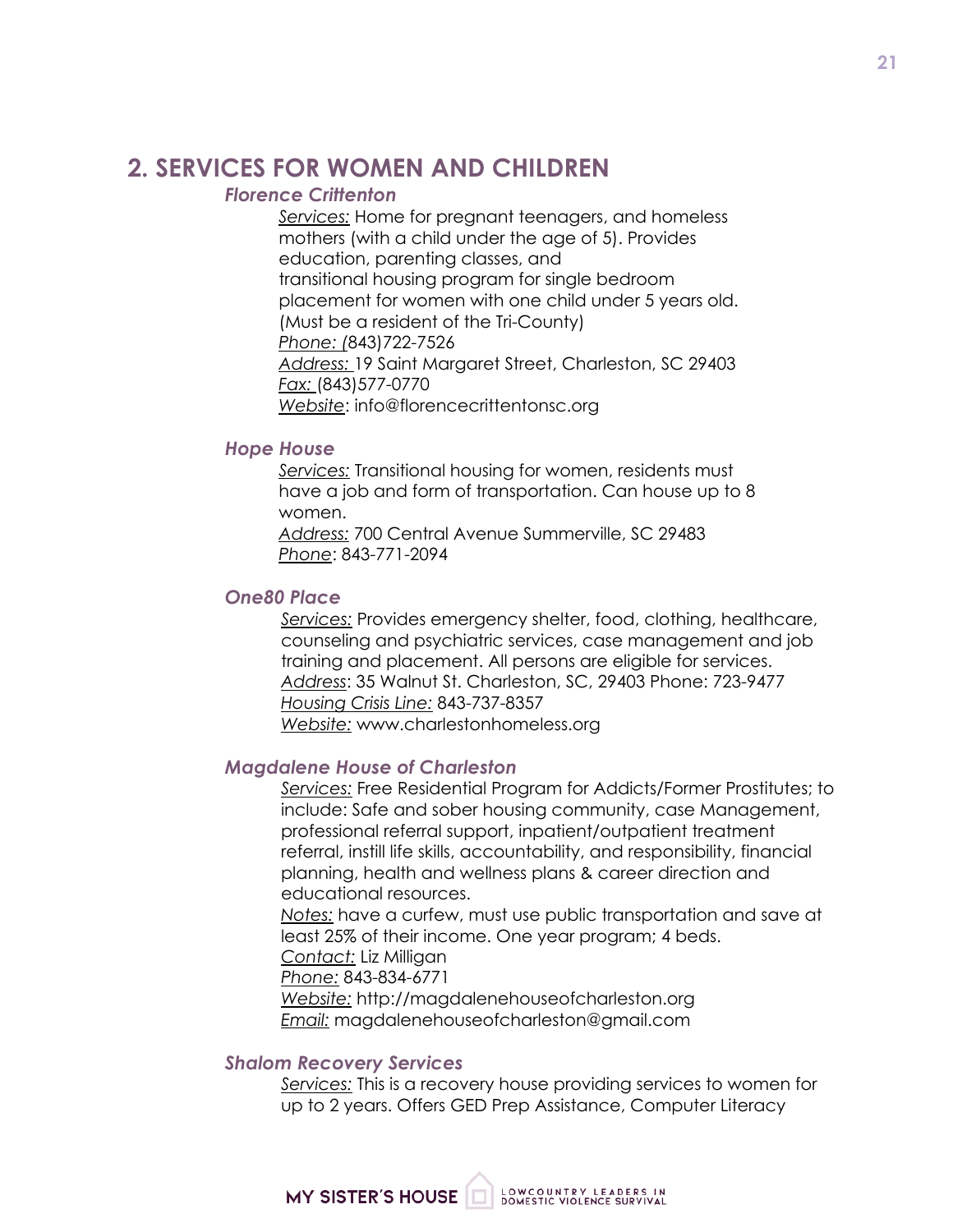## 2. SERVICES FOR WOMEN AND CHILDREN

### *Florence Crittenton*

*Services:* Home for pregnant teenagers, and homeless mothers (with a child under the age of 5). Provides education, parenting classes, and transitional housing program for single bedroom placement for women with one child under 5 years old. (Must be a resident of the Tri-County)
*Phone:* (843)722-7526
*Address:* 19 Saint Margaret Street, Charleston, SC 29403
*Fax:* (843)577-0770
*Website*: info@florencecrittentonsc.org

### *Hope House*

*Services:* Transitional housing for women, residents must have a job and form of transportation. Can house up to 8 women.
*Address:* 700 Central Avenue Summerville, SC 29483
*Phone*: 843-771-2094

### *One80 Place*

*Services:* Provides emergency shelter, food, clothing, healthcare, counseling and psychiatric services, case management and job training and placement. All persons are eligible for services.
*Address*: 35 Walnut St. Charleston, SC, 29403 Phone: 723-9477
*Housing Crisis Line:* 843-737-8357
*Website:* www.charlestonhomeless.org

### *Magdalene House of Charleston*

*Services:* Free Residential Program for Addicts/Former Prostitutes; to include: Safe and sober housing community, case Management, professional referral support, inpatient/outpatient treatment referral, instill life skills, accountability, and responsibility, financial planning, health and wellness plans & career direction and educational resources.
*Notes:* have a curfew, must use public transportation and save at least 25% of their income. One year program; 4 beds.
*Contact:* Liz Milligan
*Phone:* 843-834-6771
*Website:* http://magdalenehouseofcharleston.org
*Email:* magdalenehouseofcharleston@gmail.com

### *Shalom Recovery Services*

*Services:* This is a recovery house providing services to women for up to 2 years. Offers GED Prep Assistance, Computer Literacy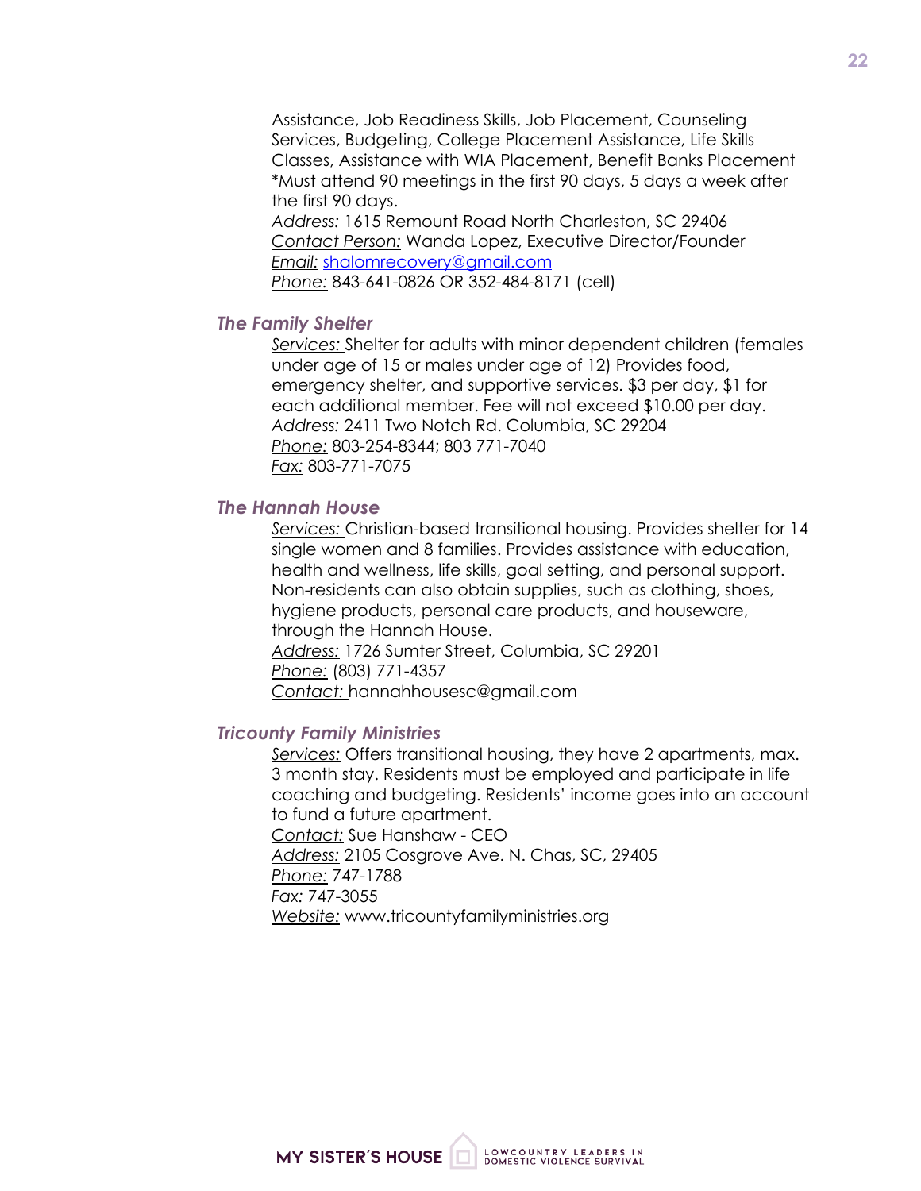Assistance, Job Readiness Skills, Job Placement, Counseling Services, Budgeting, College Placement Assistance, Life Skills Classes, Assistance with WIA Placement, Benefit Banks Placement *Must attend 90 meetings in the first 90 days, 5 days a week after the first 90 days.
*Address:* 1615 Remount Road North Charleston, SC 29406
*Contact Person:* Wanda Lopez, Executive Director/Founder
*Email:* shalomrecovery@gmail.com
*Phone:* 843-641-0826 OR 352-484-8171 (cell)

### *The Family Shelter*

*Services:* Shelter for adults with minor dependent children (females under age of 15 or males under age of 12) Provides food, emergency shelter, and supportive services. $3 per day, $1 for each additional member. Fee will not exceed $10.00 per day.
*Address:* 2411 Two Notch Rd. Columbia, SC 29204
*Phone:* 803-254-8344; 803 771-7040
*Fax:* 803-771-7075

### *The Hannah House*

*Services:* Christian-based transitional housing. Provides shelter for 14 single women and 8 families. Provides assistance with education, health and wellness, life skills, goal setting, and personal support. Non-residents can also obtain supplies, such as clothing, shoes, hygiene products, personal care products, and houseware, through the Hannah House.
*Address:* 1726 Sumter Street, Columbia, SC 29201
*Phone:* (803) 771-4357
*Contact:* hannahhousesc@gmail.com

### *Tricounty Family Ministries*

*Services:* Offers transitional housing, they have 2 apartments, max. 3 month stay. Residents must be employed and participate in life coaching and budgeting. Residents' income goes into an account to fund a future apartment.
*Contact:* Sue Hanshaw - CEO
*Address:* 2105 Cosgrove Ave. N. Chas, SC, 29405
*Phone:* 747-1788
*Fax:* 747-3055
*Website:* www.tricountyfamilyministries.org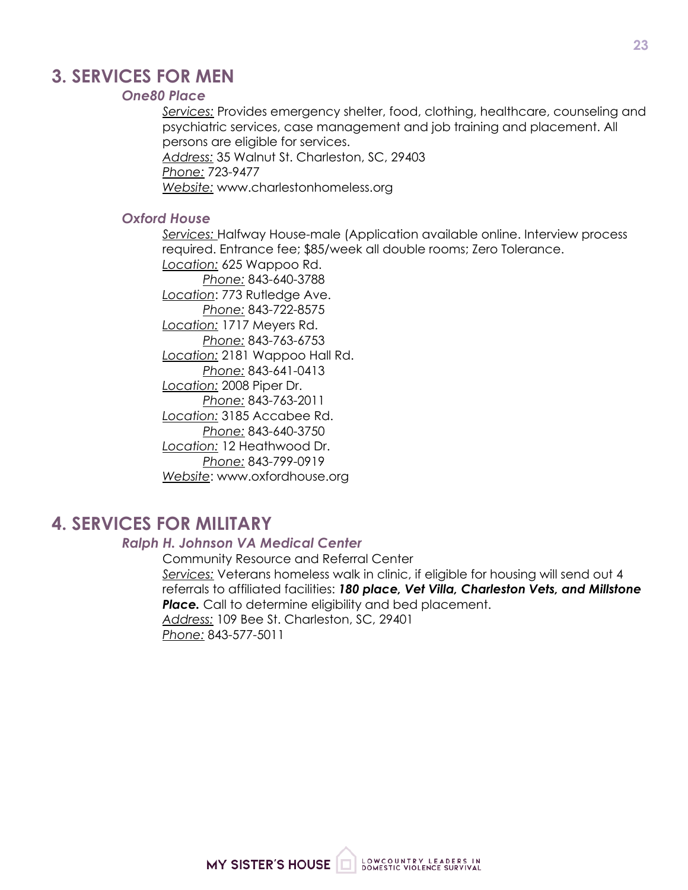## 3. SERVICES FOR MEN

### *One80 Place*

*Services:* Provides emergency shelter, food, clothing, healthcare, counseling and psychiatric services, case management and job training and placement. All persons are eligible for services.
*Address:* 35 Walnut St. Charleston, SC, 29403
*Phone:* 723-9477
*Website:* www.charlestonhomeless.org

### *Oxford House*

*Services:* Halfway House-male (Application available online. Interview process required. Entrance fee; $85/week all double rooms; Zero Tolerance.
*Location:* 625 Wappoo Rd.
  *Phone:* 843-640-3788
*Location*: 773 Rutledge Ave.
  *Phone:* 843-722-8575
*Location:* 1717 Meyers Rd.
  *Phone:* 843-763-6753
*Location:* 2181 Wappoo Hall Rd.
  *Phone:* 843-641-0413
*Location:* 2008 Piper Dr.
  *Phone:* 843-763-2011
*Location:* 3185 Accabee Rd.
  *Phone:* 843-640-3750
*Location:* 12 Heathwood Dr.
  *Phone:* 843-799-0919
*Website*: www.oxfordhouse.org

## 4. SERVICES FOR MILITARY

### *Ralph H. Johnson VA Medical Center*

Community Resource and Referral Center
*Services:* Veterans homeless walk in clinic, if eligible for housing will send out 4 referrals to affiliated facilities: ***180 place, Vet Villa, Charleston Vets, and Millstone Place.*** Call to determine eligibility and bed placement.
*Address:* 109 Bee St. Charleston, SC, 29401
*Phone:* 843-577-5011